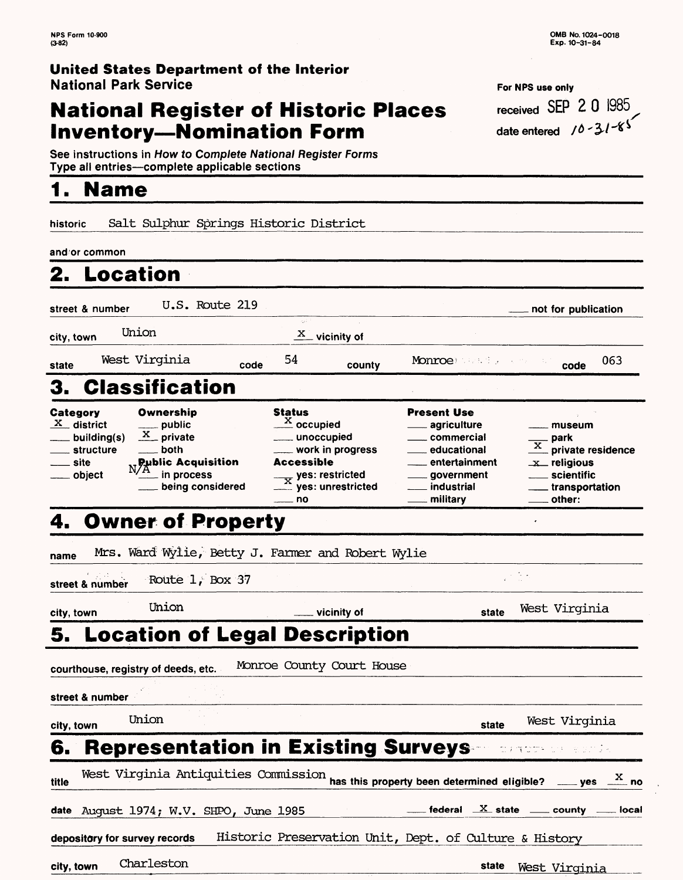NPS Form 10-900
(3-82)

OMB No. 1024-0018
Exp. 10-31-84

**United States Department of the Interior**
**National Park Service**

# National Register of Historic Places Inventory—Nomination Form

For NPS use only

received SEP 2 0 1985

date entered 10-31-85

See instructions in *How to Complete National Register Forms*
Type all entries—complete applicable sections

## 1. Name

historic Salt Sulphur Springs Historic District

and/or common

## 2. Location

street & number U.S. Route 219 ___ not for publication

city, town Union _X_ vicinity of

state West Virginia code 54 county Monroe code 063

## 3. Classification

| Category | Ownership | Status | Present Use | |
|---|---|---|---|---|
| _X_ district | ___ public | _X_ occupied | ___ agriculture | ___ museum |
| ___ building(s) | _X_ private | ___ unoccupied | ___ commercial | ___ park |
| ___ structure | ___ both | ___ work in progress | ___ educational | _X_ private residence |
| ___ site | **Public Acquisition** N/A | **Accessible** | ___ entertainment | _x_ religious |
| ___ object | ___ in process | ___ yes: restricted | ___ government | ___ scientific |
| | ___ being considered | _X_ yes: unrestricted | ___ industrial | ___ transportation |
| | | ___ no | ___ military | ___ other: |

## 4. Owner of Property

name Mrs. Ward Wylie, Betty J. Farmer and Robert Wylie

street & number Route 1, Box 37

city, town Union ___ vicinity of state West Virginia

## 5. Location of Legal Description

courthouse, registry of deeds, etc. Monroe County Court House

street & number

city, town Union state West Virginia

## 6. Representation in Existing Surveys

title West Virginia Antiquities Commission has this property been determined eligible? ___ yes _X_ no

date August 1974; W.V. SHPO, June 1985 ___ federal _X_ state ___ county ___ local

depository for survey records Historic Preservation Unit, Dept. of Culture & History

city, town Charleston state West Virginia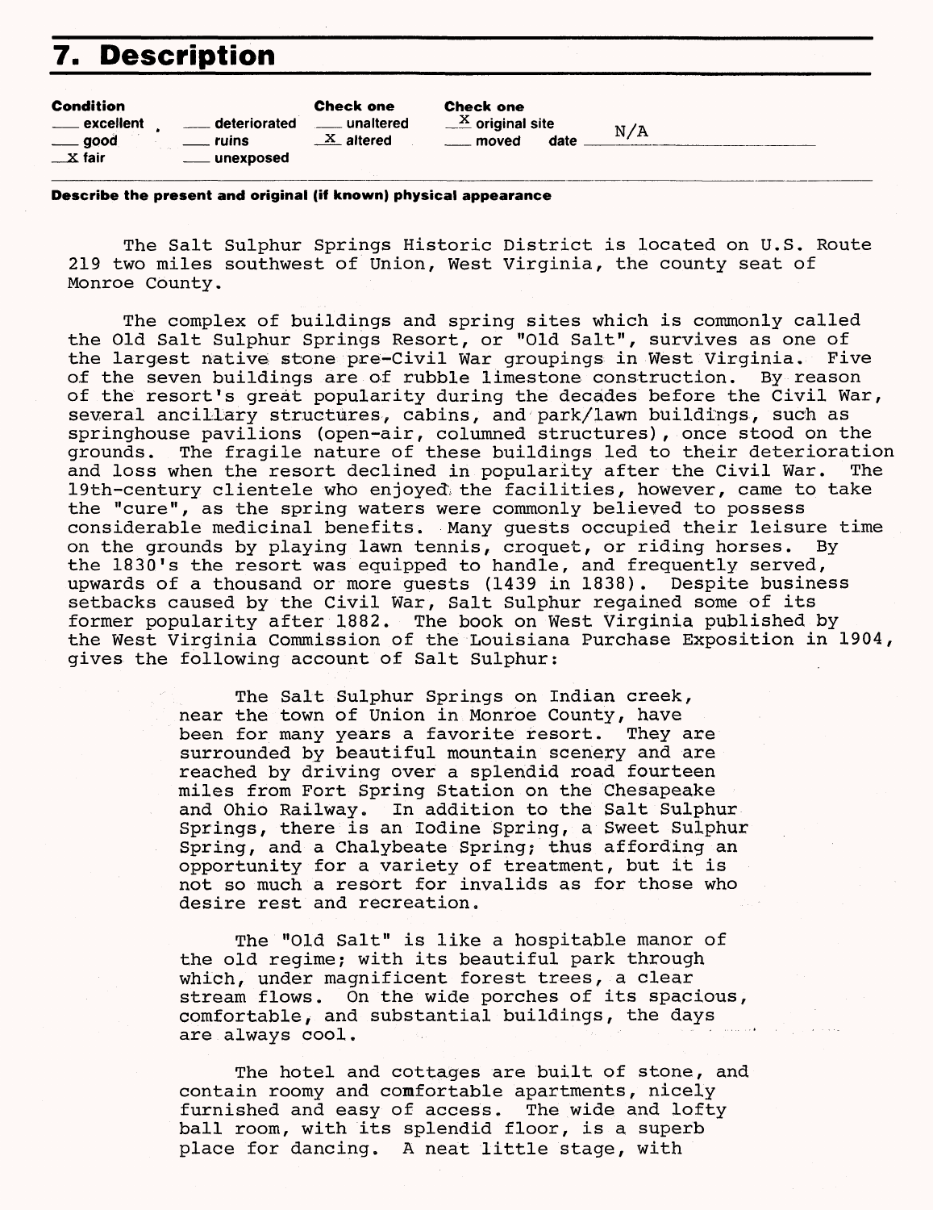# 7. Description

| Condition | | Check one | Check one |
|---|---|---|---|
| ___ excellent | ___ deteriorated | ___ unaltered | _X_ original site |
| ___ good | ___ ruins | _X_ altered | ___ moved date N/A |
| _X_ fair | ___ unexposed | | |

**Describe the present and original (if known) physical appearance**

The Salt Sulphur Springs Historic District is located on U.S. Route 219 two miles southwest of Union, West Virginia, the county seat of Monroe County.

The complex of buildings and spring sites which is commonly called the Old Salt Sulphur Springs Resort, or "Old Salt", survives as one of the largest native stone pre-Civil War groupings in West Virginia. Five of the seven buildings are of rubble limestone construction. By reason of the resort's great popularity during the decades before the Civil War, several ancillary structures, cabins, and park/lawn buildings, such as springhouse pavilions (open-air, columned structures), once stood on the grounds. The fragile nature of these buildings led to their deterioration and loss when the resort declined in popularity after the Civil War. The 19th-century clientele who enjoyed the facilities, however, came to take the "cure", as the spring waters were commonly believed to possess considerable medicinal benefits. Many guests occupied their leisure time on the grounds by playing lawn tennis, croquet, or riding horses. By the 1830's the resort was equipped to handle, and frequently served, upwards of a thousand or more guests (1439 in 1838). Despite business setbacks caused by the Civil War, Salt Sulphur regained some of its former popularity after 1882. The book on West Virginia published by the West Virginia Commission of the Louisiana Purchase Exposition in 1904, gives the following account of Salt Sulphur:

> The Salt Sulphur Springs on Indian creek, near the town of Union in Monroe County, have been for many years a favorite resort. They are surrounded by beautiful mountain scenery and are reached by driving over a splendid road fourteen miles from Fort Spring Station on the Chesapeake and Ohio Railway. In addition to the Salt Sulphur Springs, there is an Iodine Spring, a Sweet Sulphur Spring, and a Chalybeate Spring; thus affording an opportunity for a variety of treatment, but it is not so much a resort for invalids as for those who desire rest and recreation.
>
> The "Old Salt" is like a hospitable manor of the old regime; with its beautiful park through which, under magnificent forest trees, a clear stream flows. On the wide porches of its spacious, comfortable, and substantial buildings, the days are always cool.
>
> The hotel and cottages are built of stone, and contain roomy and comfortable apartments, nicely furnished and easy of access. The wide and lofty ball room, with its splendid floor, is a superb place for dancing. A neat little stage, with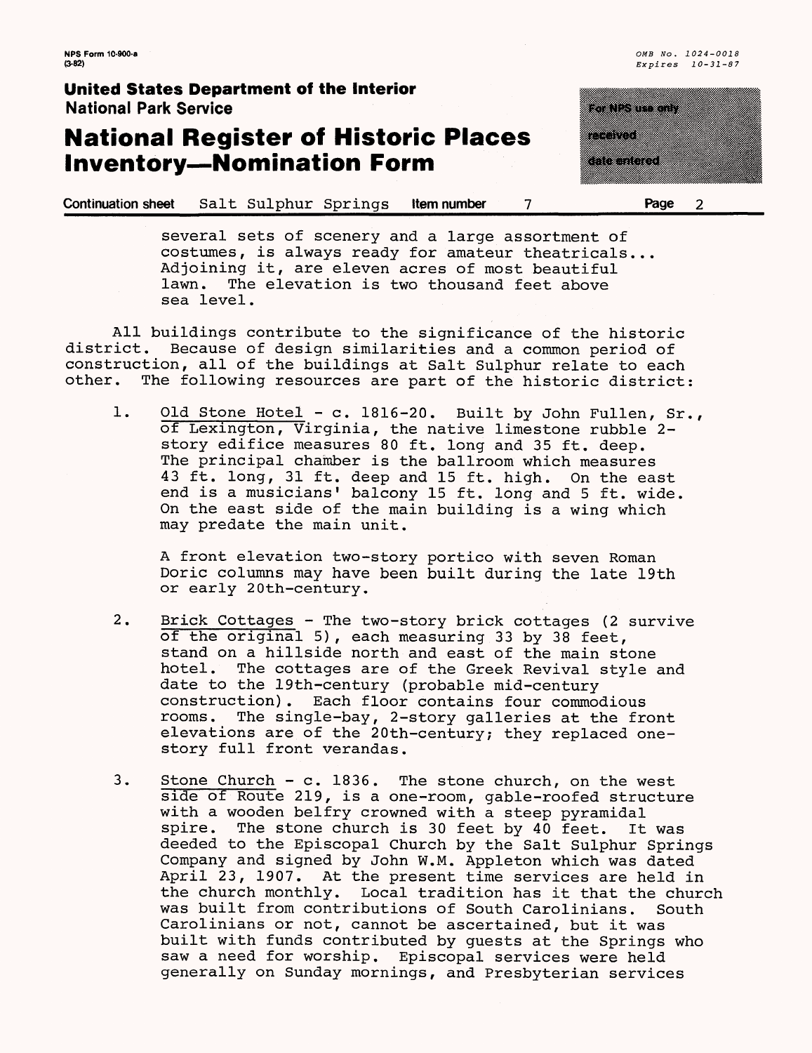several sets of scenery and a large assortment of costumes, is always ready for amateur theatricals... Adjoining it, are eleven acres of most beautiful lawn. The elevation is two thousand feet above sea level.

All buildings contribute to the significance of the historic district. Because of design similarities and a common period of construction, all of the buildings at Salt Sulphur relate to each other. The following resources are part of the historic district:

1. Old Stone Hotel - c. 1816-20. Built by John Fullen, Sr., of Lexington, Virginia, the native limestone rubble 2-story edifice measures 80 ft. long and 35 ft. deep. The principal chamber is the ballroom which measures 43 ft. long, 31 ft. deep and 15 ft. high. On the east end is a musicians' balcony 15 ft. long and 5 ft. wide. On the east side of the main building is a wing which may predate the main unit.

   A front elevation two-story portico with seven Roman Doric columns may have been built during the late 19th or early 20th-century.

2. Brick Cottages - The two-story brick cottages (2 survive of the original 5), each measuring 33 by 38 feet, stand on a hillside north and east of the main stone hotel. The cottages are of the Greek Revival style and date to the 19th-century (probable mid-century construction). Each floor contains four commodious rooms. The single-bay, 2-story galleries at the front elevations are of the 20th-century; they replaced one-story full front verandas.

3. Stone Church - c. 1836. The stone church, on the west side of Route 219, is a one-room, gable-roofed structure with a wooden belfry crowned with a steep pyramidal spire. The stone church is 30 feet by 40 feet. It was deeded to the Episcopal Church by the Salt Sulphur Springs Company and signed by John W.M. Appleton which was dated April 23, 1907. At the present time services are held in the church monthly. Local tradition has it that the church was built from contributions of South Carolinians. South Carolinians or not, cannot be ascertained, but it was built with funds contributed by guests at the Springs who saw a need for worship. Episcopal services were held generally on Sunday mornings, and Presbyterian services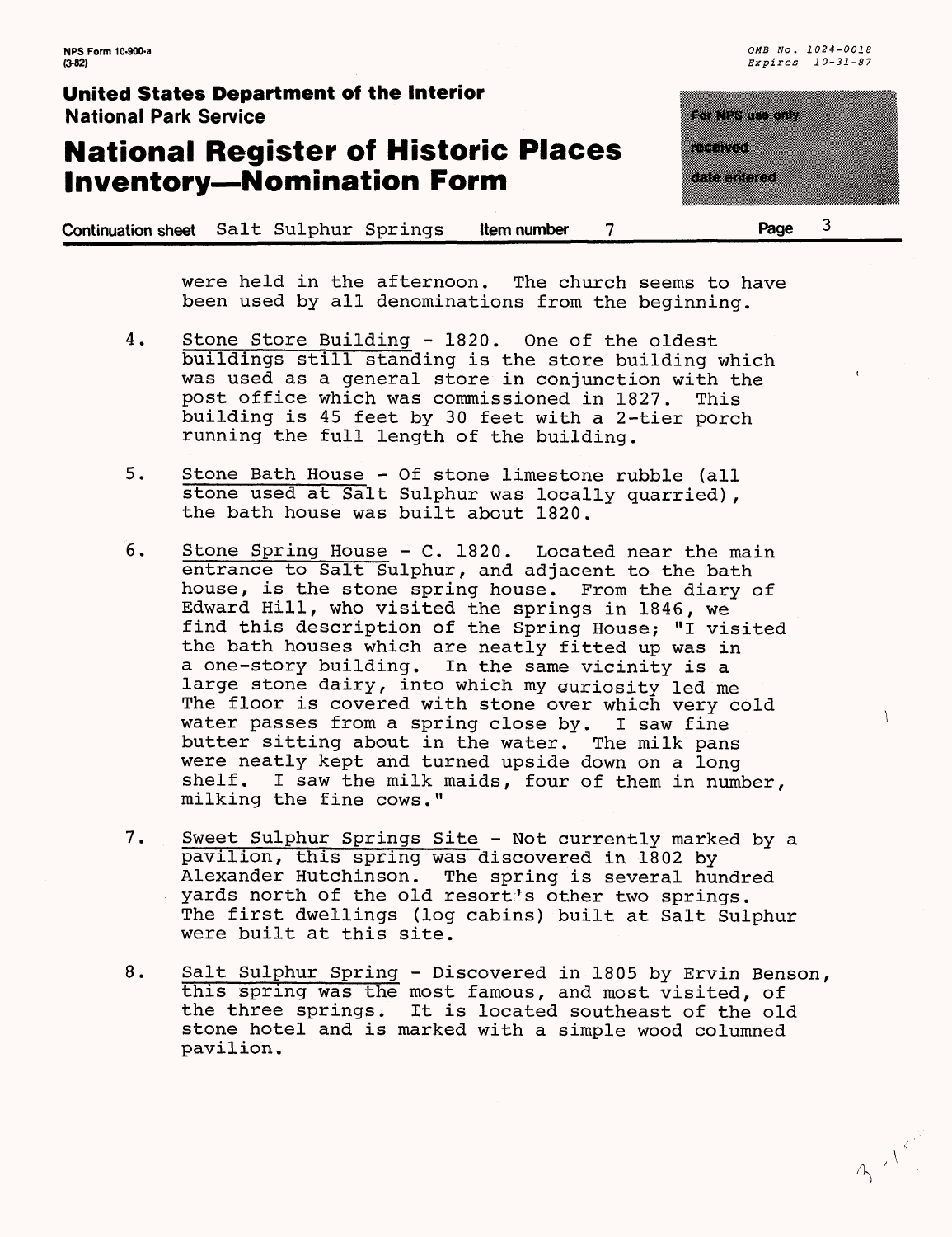were held in the afternoon. The church seems to have been used by all denominations from the beginning.

4. Stone Store Building - 1820. One of the oldest buildings still standing is the store building which was used as a general store in conjunction with the post office which was commissioned in 1827. This building is 45 feet by 30 feet with a 2-tier porch running the full length of the building.

5. Stone Bath House - Of stone limestone rubble (all stone used at Salt Sulphur was locally quarried), the bath house was built about 1820.

6. Stone Spring House - C. 1820. Located near the main entrance to Salt Sulphur, and adjacent to the bath house, is the stone spring house. From the diary of Edward Hill, who visited the springs in 1846, we find this description of the Spring House; "I visited the bath houses which are neatly fitted up was in a one-story building. In the same vicinity is a large stone dairy, into which my curiosity led me The floor is covered with stone over which very cold water passes from a spring close by. I saw fine butter sitting about in the water. The milk pans were neatly kept and turned upside down on a long shelf. I saw the milk maids, four of them in number, milking the fine cows."

7. Sweet Sulphur Springs Site - Not currently marked by a pavilion, this spring was discovered in 1802 by Alexander Hutchinson. The spring is several hundred yards north of the old resort's other two springs. The first dwellings (log cabins) built at Salt Sulphur were built at this site.

8. Salt Sulphur Spring - Discovered in 1805 by Ervin Benson, this spring was the most famous, and most visited, of the three springs. It is located southeast of the old stone hotel and is marked with a simple wood columned pavilion.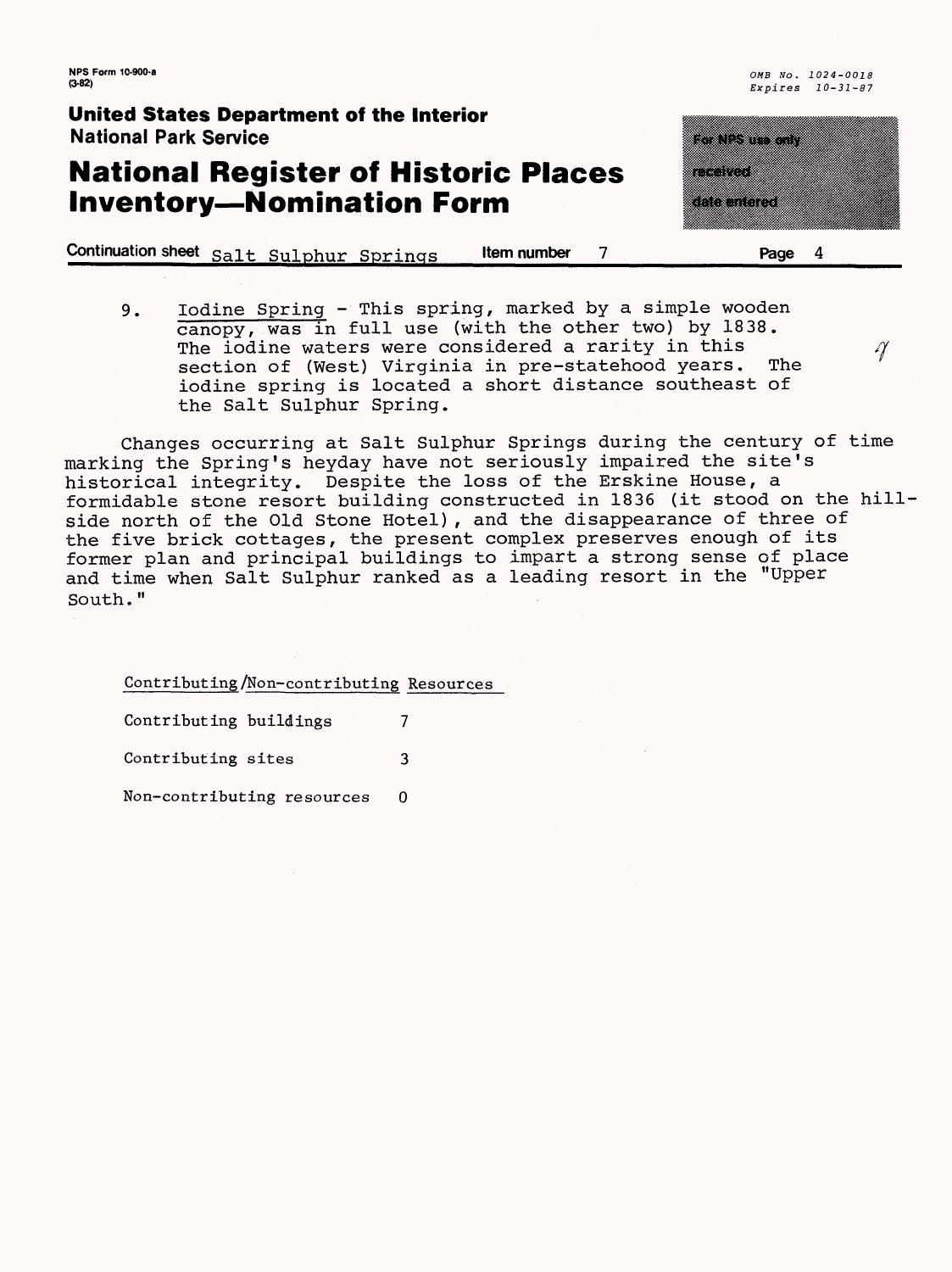NPS Form 10-900-a
(3-82)

OMB No. 1024-0018
Expires 10-31-87

**United States Department of the Interior**
**National Park Service**

# National Register of Historic Places Inventory—Nomination Form

For NPS use only
received
date entered

Continuation sheet Salt Sulphur Springs  Item number 7  Page 4

9. Iodine Spring - This spring, marked by a simple wooden canopy, was in full use (with the other two) by 1838. The iodine waters were considered a rarity in this section of (West) Virginia in pre-statehood years. The iodine spring is located a short distance southeast of the Salt Sulphur Spring.

Changes occurring at Salt Sulphur Springs during the century of time marking the Spring's heyday have not seriously impaired the site's historical integrity. Despite the loss of the Erskine House, a formidable stone resort building constructed in 1836 (it stood on the hill-side north of the Old Stone Hotel), and the disappearance of three of the five brick cottages, the present complex preserves enough of its former plan and principal buildings to impart a strong sense of place and time when Salt Sulphur ranked as a leading resort in the "Upper South."

Contributing/Non-contributing Resources

| | |
|---|---|
| Contributing buildings | 7 |
| Contributing sites | 3 |
| Non-contributing resources | 0 |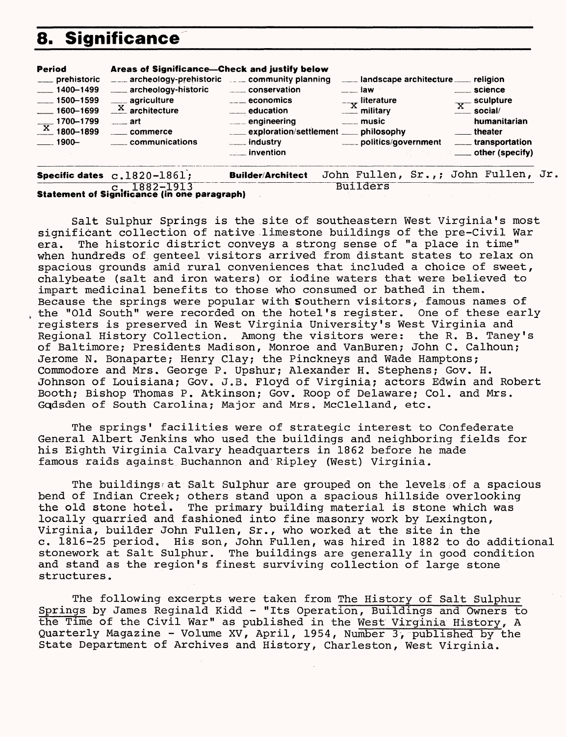# 8. Significance

| Period | Areas of Significance—Check and justify below | | | |
|---|---|---|---|---|
| ___ prehistoric | ___ archeology-prehistoric | ___ community planning | ___ landscape architecture | ___ religion |
| ___ 1400–1499 | ___ archeology-historic | ___ conservation | ___ law | ___ science |
| ___ 1500–1599 | ___ agriculture | ___ economics | ___ literature | ___ sculpture |
| ___ 1600–1699 | X architecture | ___ education | X military | X social/humanitarian |
| ___ 1700–1799 | ___ art | ___ engineering | ___ music | ___ theater |
| X 1800–1899 | ___ commerce | ___ exploration/settlement | ___ philosophy | ___ transportation |
| ___ 1900– | ___ communications | ___ industry | ___ politics/government | ___ other (specify) |
| | | ___ invention | | |

**Specific dates** c.1820-1861; c. 1882-1913 **Builder/Architect** John Fullen, Sr.,; John Fullen, Jr. Builders

**Statement of Significance (in one paragraph)**

Salt Sulphur Springs is the site of southeastern West Virginia's most significant collection of native limestone buildings of the pre-Civil War era. The historic district conveys a strong sense of "a place in time" when hundreds of genteel visitors arrived from distant states to relax on spacious grounds amid rural conveniences that included a choice of sweet, chalybeate (salt and iron waters) or iodine waters that were believed to impart medicinal benefits to those who consumed or bathed in them. Because the springs were popular with Southern visitors, famous names of the "Old South" were recorded on the hotel's register. One of these early registers is preserved in West Virginia University's West Virginia and Regional History Collection. Among the visitors were: the R. B. Taney's of Baltimore; Presidents Madison, Monroe and VanBuren; John C. Calhoun; Jerome N. Bonaparte; Henry Clay; the Pinckneys and Wade Hamptons; Commodore and Mrs. George P. Upshur; Alexander H. Stephens; Gov. H. Johnson of Louisiana; Gov. J.B. Floyd of Virginia; actors Edwin and Robert Booth; Bishop Thomas P. Atkinson; Gov. Roop of Delaware; Col. and Mrs. Gadsden of South Carolina; Major and Mrs. McClelland, etc.

The springs' facilities were of strategic interest to Confederate General Albert Jenkins who used the buildings and neighboring fields for his Eighth Virginia Calvary headquarters in 1862 before he made famous raids against Buchannon and Ripley (West) Virginia.

The buildings at Salt Sulphur are grouped on the levels of a spacious bend of Indian Creek; others stand upon a spacious hillside overlooking the old stone hotel. The primary building material is stone which was locally quarried and fashioned into fine masonry work by Lexington, Virginia, builder John Fullen, Sr., who worked at the site in the c. 1816-25 period. His son, John Fullen, was hired in 1882 to do additional stonework at Salt Sulphur. The buildings are generally in good condition and stand as the region's finest surviving collection of large stone structures.

The following excerpts were taken from The History of Salt Sulphur Springs by James Reginald Kidd - "Its Operation, Buildings and Owners to the Time of the Civil War" as published in the West Virginia History, A Quarterly Magazine - Volume XV, April, 1954, Number 3, published by the State Department of Archives and History, Charleston, West Virginia.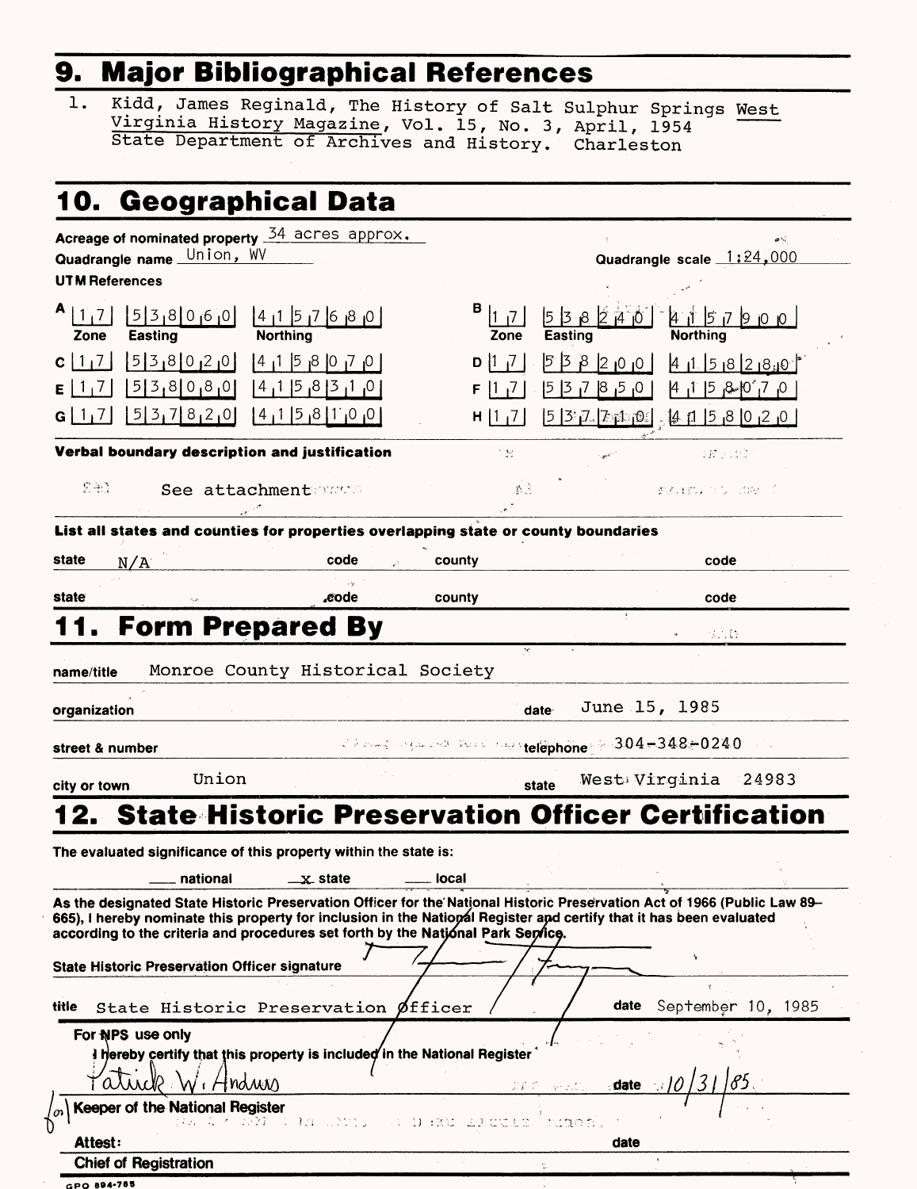# 9. Major Bibliographical References

1. Kidd, James Reginald, The History of Salt Sulphur Springs West Virginia History Magazine, Vol. 15, No. 3, April, 1954 State Department of Archives and History. Charleston

# 10. Geographical Data

Acreage of nominated property 34 acres approx.

Quadrangle name Union, WV

Quadrangle scale 1:24,000

UTM References

| | Zone | Easting | Northing | | Zone | Easting | Northing |
|---|---|---|---|---|---|---|---|
| A | 17 | 538060 | 4157680 | B | 17 | 538240 | 4157900 |
| C | 17 | 538020 | 4158070 | D | 17 | 538200 | 4158280 |
| E | 17 | 538080 | 4158310 | F | 17 | 537850 | 4158070 |
| G | 17 | 537820 | 4158100 | H | 17 | 537710 | 4158020 |

Verbal boundary description and justification

See attachment

List all states and counties for properties overlapping state or county boundaries

| state | N/A | code | | county | | code | |
|---|---|---|---|---|---|---|---|
| state | | code | | county | | code | |

# 11. Form Prepared By

name/title Monroe County Historical Society

organization

date June 15, 1985

street & number

telephone 304-348-0240

city or town Union

state West Virginia 24983

# 12. State Historic Preservation Officer Certification

The evaluated significance of this property within the state is:

___ national  _x_ state  ___ local

As the designated State Historic Preservation Officer for the National Historic Preservation Act of 1966 (Public Law 89-665), I hereby nominate this property for inclusion in the National Register and certify that it has been evaluated according to the criteria and procedures set forth by the National Park Service.

State Historic Preservation Officer signature

title State Historic Preservation Officer

date September 10, 1985

For NPS use only

I hereby certify that this property is included in the National Register

Patrick W. Andrus

date 10/31/85

for Keeper of the National Register

Attest:

date

Chief of Registration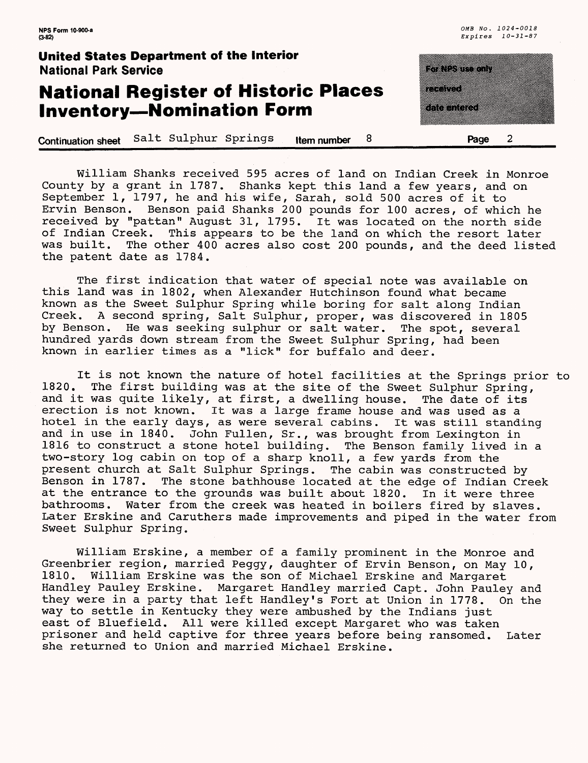William Shanks received 595 acres of land on Indian Creek in Monroe County by a grant in 1787. Shanks kept this land a few years, and on September 1, 1797, he and his wife, Sarah, sold 500 acres of it to Ervin Benson. Benson paid Shanks 200 pounds for 100 acres, of which he received by "pattan" August 31, 1795. It was located on the north side of Indian Creek. This appears to be the land on which the resort later was built. The other 400 acres also cost 200 pounds, and the deed listed the patent date as 1784.

The first indication that water of special note was available on this land was in 1802, when Alexander Hutchinson found what became known as the Sweet Sulphur Spring while boring for salt along Indian Creek. A second spring, Salt Sulphur, proper, was discovered in 1805 by Benson. He was seeking sulphur or salt water. The spot, several hundred yards down stream from the Sweet Sulphur Spring, had been known in earlier times as a "lick" for buffalo and deer.

It is not known the nature of hotel facilities at the Springs prior to 1820. The first building was at the site of the Sweet Sulphur Spring, and it was quite likely, at first, a dwelling house. The date of its erection is not known. It was a large frame house and was used as a hotel in the early days, as were several cabins. It was still standing and in use in 1840. John Fullen, Sr., was brought from Lexington in 1816 to construct a stone hotel building. The Benson family lived in a two-story log cabin on top of a sharp knoll, a few yards from the present church at Salt Sulphur Springs. The cabin was constructed by Benson in 1787. The stone bathhouse located at the edge of Indian Creek at the entrance to the grounds was built about 1820. In it were three bathrooms. Water from the creek was heated in boilers fired by slaves. Later Erskine and Caruthers made improvements and piped in the water from Sweet Sulphur Spring.

William Erskine, a member of a family prominent in the Monroe and Greenbrier region, married Peggy, daughter of Ervin Benson, on May 10, 1810. William Erskine was the son of Michael Erskine and Margaret Handley Pauley Erskine. Margaret Handley married Capt. John Pauley and they were in a party that left Handley's Fort at Union in 1778. On the way to settle in Kentucky they were ambushed by the Indians just east of Bluefield. All were killed except Margaret who was taken prisoner and held captive for three years before being ransomed. Later she returned to Union and married Michael Erskine.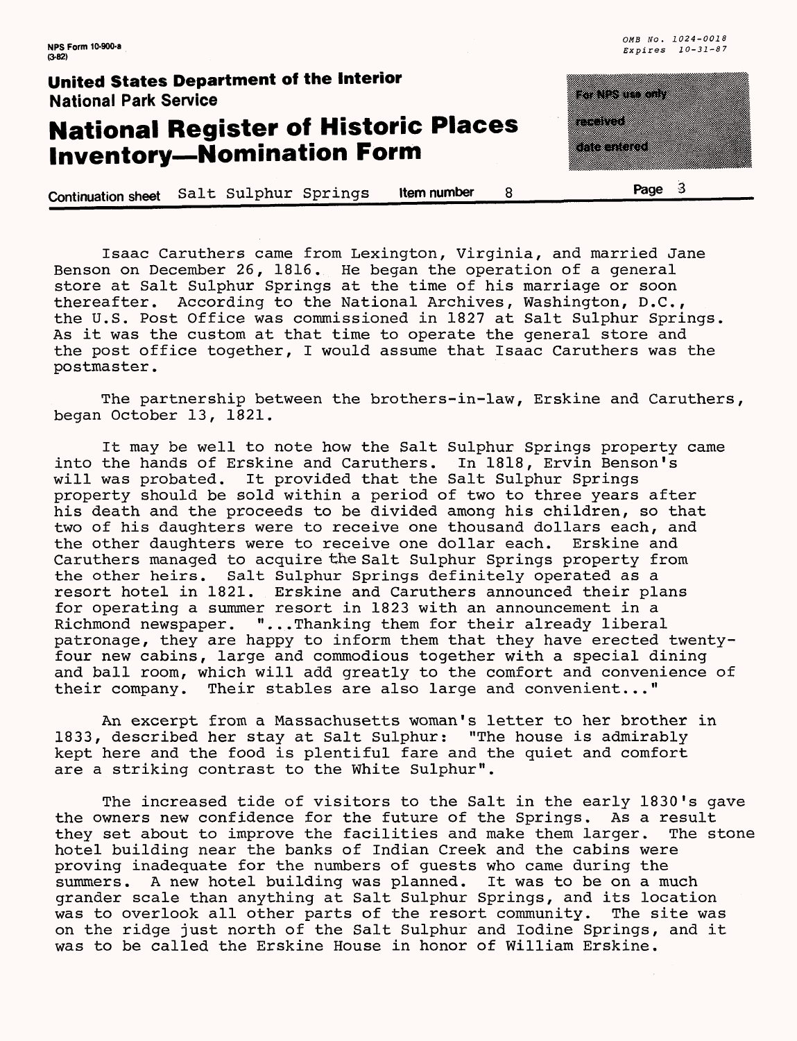Isaac Caruthers came from Lexington, Virginia, and married Jane Benson on December 26, 1816. He began the operation of a general store at Salt Sulphur Springs at the time of his marriage or soon thereafter. According to the National Archives, Washington, D.C., the U.S. Post Office was commissioned in 1827 at Salt Sulphur Springs. As it was the custom at that time to operate the general store and the post office together, I would assume that Isaac Caruthers was the postmaster.

The partnership between the brothers-in-law, Erskine and Caruthers, began October 13, 1821.

It may be well to note how the Salt Sulphur Springs property came into the hands of Erskine and Caruthers. In 1818, Ervin Benson's will was probated. It provided that the Salt Sulphur Springs property should be sold within a period of two to three years after his death and the proceeds to be divided among his children, so that two of his daughters were to receive one thousand dollars each, and the other daughters were to receive one dollar each. Erskine and Caruthers managed to acquire the Salt Sulphur Springs property from the other heirs. Salt Sulphur Springs definitely operated as a resort hotel in 1821. Erskine and Caruthers announced their plans for operating a summer resort in 1823 with an announcement in a Richmond newspaper. "...Thanking them for their already liberal patronage, they are happy to inform them that they have erected twenty-four new cabins, large and commodious together with a special dining and ball room, which will add greatly to the comfort and convenience of their company. Their stables are also large and convenient..."

An excerpt from a Massachusetts woman's letter to her brother in 1833, described her stay at Salt Sulphur: "The house is admirably kept here and the food is plentiful fare and the quiet and comfort are a striking contrast to the White Sulphur".

The increased tide of visitors to the Salt in the early 1830's gave the owners new confidence for the future of the Springs. As a result they set about to improve the facilities and make them larger. The stone hotel building near the banks of Indian Creek and the cabins were proving inadequate for the numbers of guests who came during the summers. A new hotel building was planned. It was to be on a much grander scale than anything at Salt Sulphur Springs, and its location was to overlook all other parts of the resort community. The site was on the ridge just north of the Salt Sulphur and Iodine Springs, and it was to be called the Erskine House in honor of William Erskine.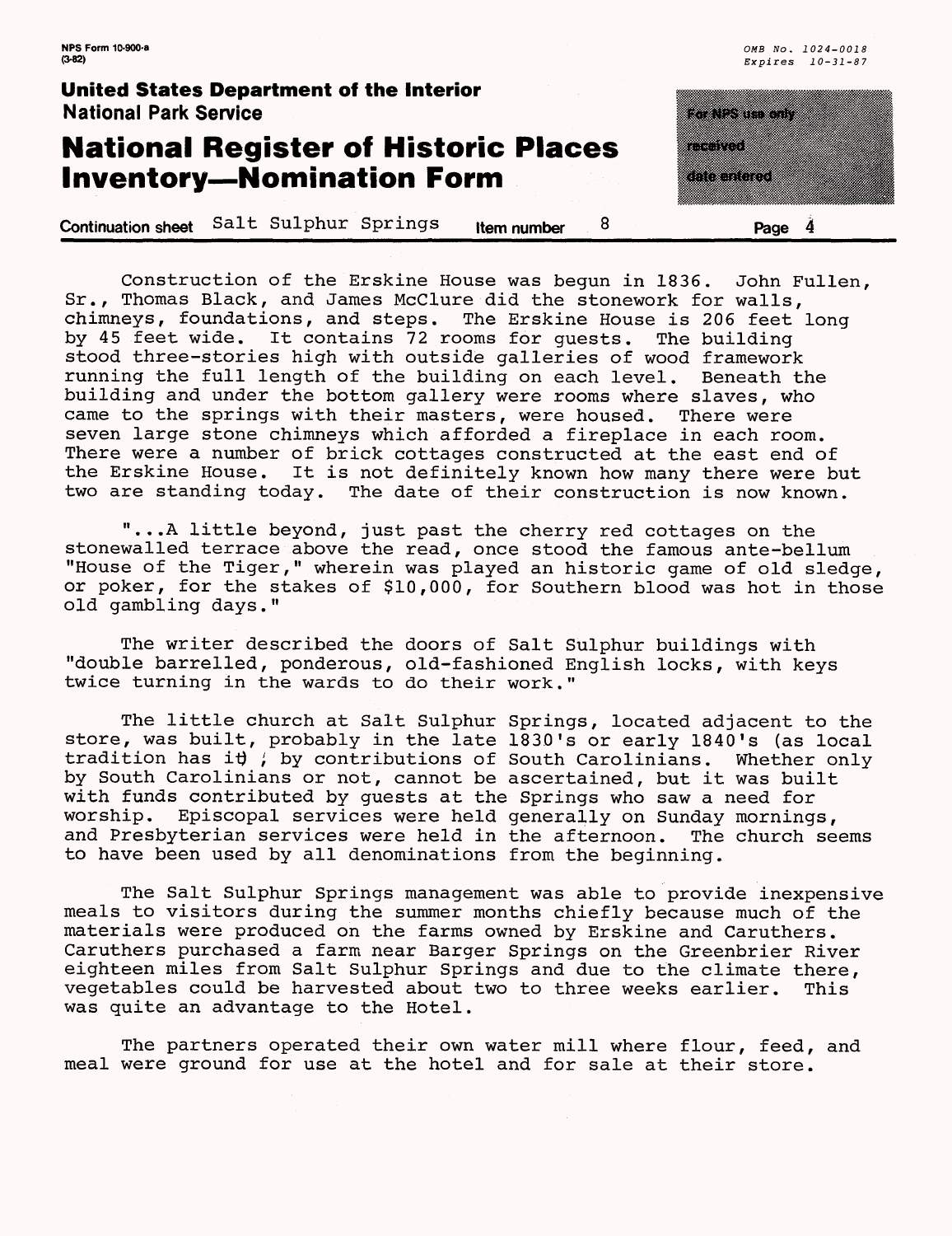Construction of the Erskine House was begun in 1836. John Fullen, Sr., Thomas Black, and James McClure did the stonework for walls, chimneys, foundations, and steps. The Erskine House is 206 feet long by 45 feet wide. It contains 72 rooms for guests. The building stood three-stories high with outside galleries of wood framework running the full length of the building on each level. Beneath the building and under the bottom gallery were rooms where slaves, who came to the springs with their masters, were housed. There were seven large stone chimneys which afforded a fireplace in each room. There were a number of brick cottages constructed at the east end of the Erskine House. It is not definitely known how many there were but two are standing today. The date of their construction is now known.

"...A little beyond, just past the cherry red cottages on the stonewalled terrace above the read, once stood the famous ante-bellum "House of the Tiger," wherein was played an historic game of old sledge, or poker, for the stakes of $10,000, for Southern blood was hot in those old gambling days."

The writer described the doors of Salt Sulphur buildings with "double barrelled, ponderous, old-fashioned English locks, with keys twice turning in the wards to do their work."

The little church at Salt Sulphur Springs, located adjacent to the store, was built, probably in the late 1830's or early 1840's (as local tradition has it) , by contributions of South Carolinians. Whether only by South Carolinians or not, cannot be ascertained, but it was built with funds contributed by guests at the Springs who saw a need for worship. Episcopal services were held generally on Sunday mornings, and Presbyterian services were held in the afternoon. The church seems to have been used by all denominations from the beginning.

The Salt Sulphur Springs management was able to provide inexpensive meals to visitors during the summer months chiefly because much of the materials were produced on the farms owned by Erskine and Caruthers. Caruthers purchased a farm near Barger Springs on the Greenbrier River eighteen miles from Salt Sulphur Springs and due to the climate there, vegetables could be harvested about two to three weeks earlier. This was quite an advantage to the Hotel.

The partners operated their own water mill where flour, feed, and meal were ground for use at the hotel and for sale at their store.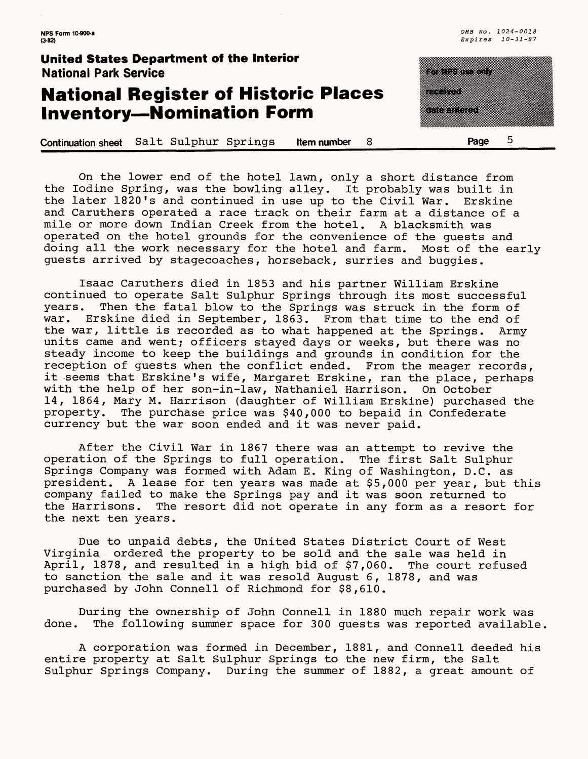On the lower end of the hotel lawn, only a short distance from the Iodine Spring, was the bowling alley. It probably was built in the later 1820's and continued in use up to the Civil War. Erskine and Caruthers operated a race track on their farm at a distance of a mile or more down Indian Creek from the hotel. A blacksmith was operated on the hotel grounds for the convenience of the guests and doing all the work necessary for the hotel and farm. Most of the early guests arrived by stagecoaches, horseback, surries and buggies.

Isaac Caruthers died in 1853 and his partner William Erskine continued to operate Salt Sulphur Springs through its most successful years. Then the fatal blow to the Springs was struck in the form of war. Erskine died in September, 1863. From that time to the end of the war, little is recorded as to what happened at the Springs. Army units came and went; officers stayed days or weeks, but there was no steady income to keep the buildings and grounds in condition for the reception of guests when the conflict ended. From the meager records, it seems that Erskine's wife, Margaret Erskine, ran the place, perhaps with the help of her son-in-law, Nathaniel Harrison. On October 14, 1864, Mary M. Harrison (daughter of William Erskine) purchased the property. The purchase price was $40,000 to bepaid in Confederate currency but the war soon ended and it was never paid.

After the Civil War in 1867 there was an attempt to revive the operation of the Springs to full operation. The first Salt Sulphur Springs Company was formed with Adam E. King of Washington, D.C. as president. A lease for ten years was made at $5,000 per year, but this company failed to make the Springs pay and it was soon returned to the Harrisons. The resort did not operate in any form as a resort for the next ten years.

Due to unpaid debts, the United States District Court of West Virginia ordered the property to be sold and the sale was held in April, 1878, and resulted in a high bid of $7,060. The court refused to sanction the sale and it was resold August 6, 1878, and was purchased by John Connell of Richmond for $8,610.

During the ownership of John Connell in 1880 much repair work was done. The following summer space for 300 guests was reported available.

A corporation was formed in December, 1881, and Connell deeded his entire property at Salt Sulphur Springs to the new firm, the Salt Sulphur Springs Company. During the summer of 1882, a great amount of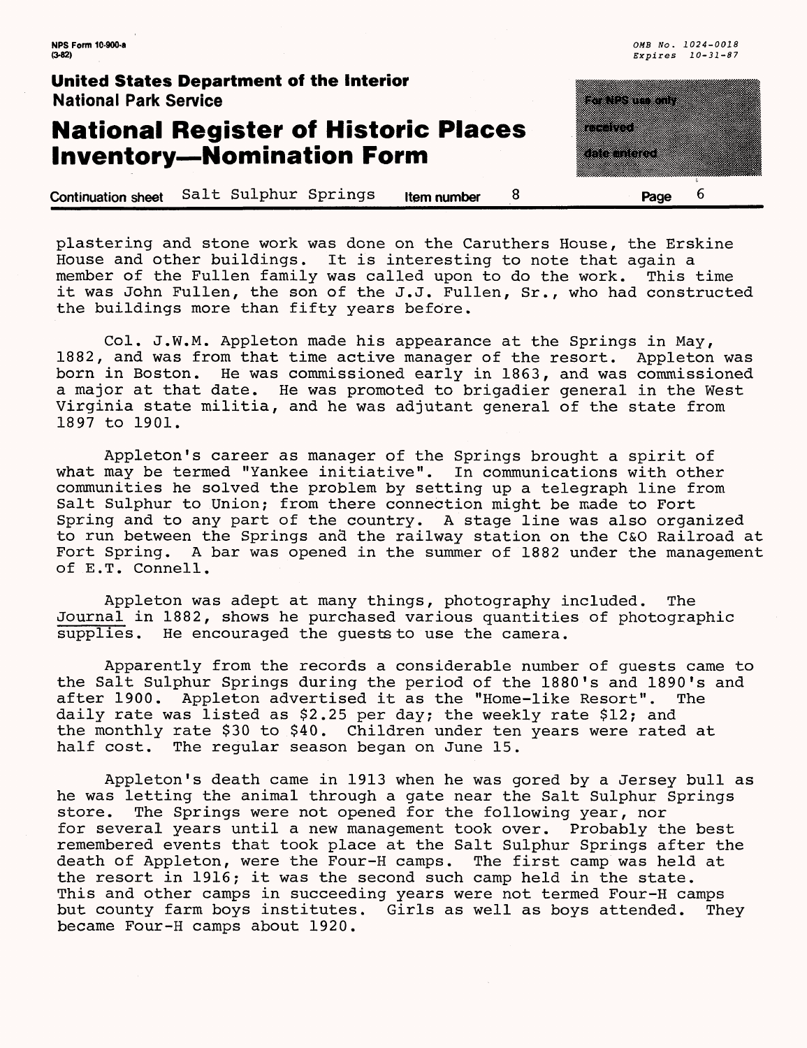plastering and stone work was done on the Caruthers House, the Erskine House and other buildings. It is interesting to note that again a member of the Fullen family was called upon to do the work. This time it was John Fullen, the son of the J.J. Fullen, Sr., who had constructed the buildings more than fifty years before.

Col. J.W.M. Appleton made his appearance at the Springs in May, 1882, and was from that time active manager of the resort. Appleton was born in Boston. He was commissioned early in 1863, and was commissioned a major at that date. He was promoted to brigadier general in the West Virginia state militia, and he was adjutant general of the state from 1897 to 1901.

Appleton's career as manager of the Springs brought a spirit of what may be termed "Yankee initiative". In communications with other communities he solved the problem by setting up a telegraph line from Salt Sulphur to Union; from there connection might be made to Fort Spring and to any part of the country. A stage line was also organized to run between the Springs and the railway station on the C&O Railroad at Fort Spring. A bar was opened in the summer of 1882 under the management of E.T. Connell.

Appleton was adept at many things, photography included. The Journal in 1882, shows he purchased various quantities of photographic supplies. He encouraged the guests to use the camera.

Apparently from the records a considerable number of guests came to the Salt Sulphur Springs during the period of the 1880's and 1890's and after 1900. Appleton advertised it as the "Home-like Resort". The daily rate was listed as $2.25 per day; the weekly rate $12; and the monthly rate $30 to $40. Children under ten years were rated at half cost. The regular season began on June 15.

Appleton's death came in 1913 when he was gored by a Jersey bull as he was letting the animal through a gate near the Salt Sulphur Springs store. The Springs were not opened for the following year, nor for several years until a new management took over. Probably the best remembered events that took place at the Salt Sulphur Springs after the death of Appleton, were the Four-H camps. The first camp was held at the resort in 1916; it was the second such camp held in the state. This and other camps in succeeding years were not termed Four-H camps but county farm boys institutes. Girls as well as boys attended. They became Four-H camps about 1920.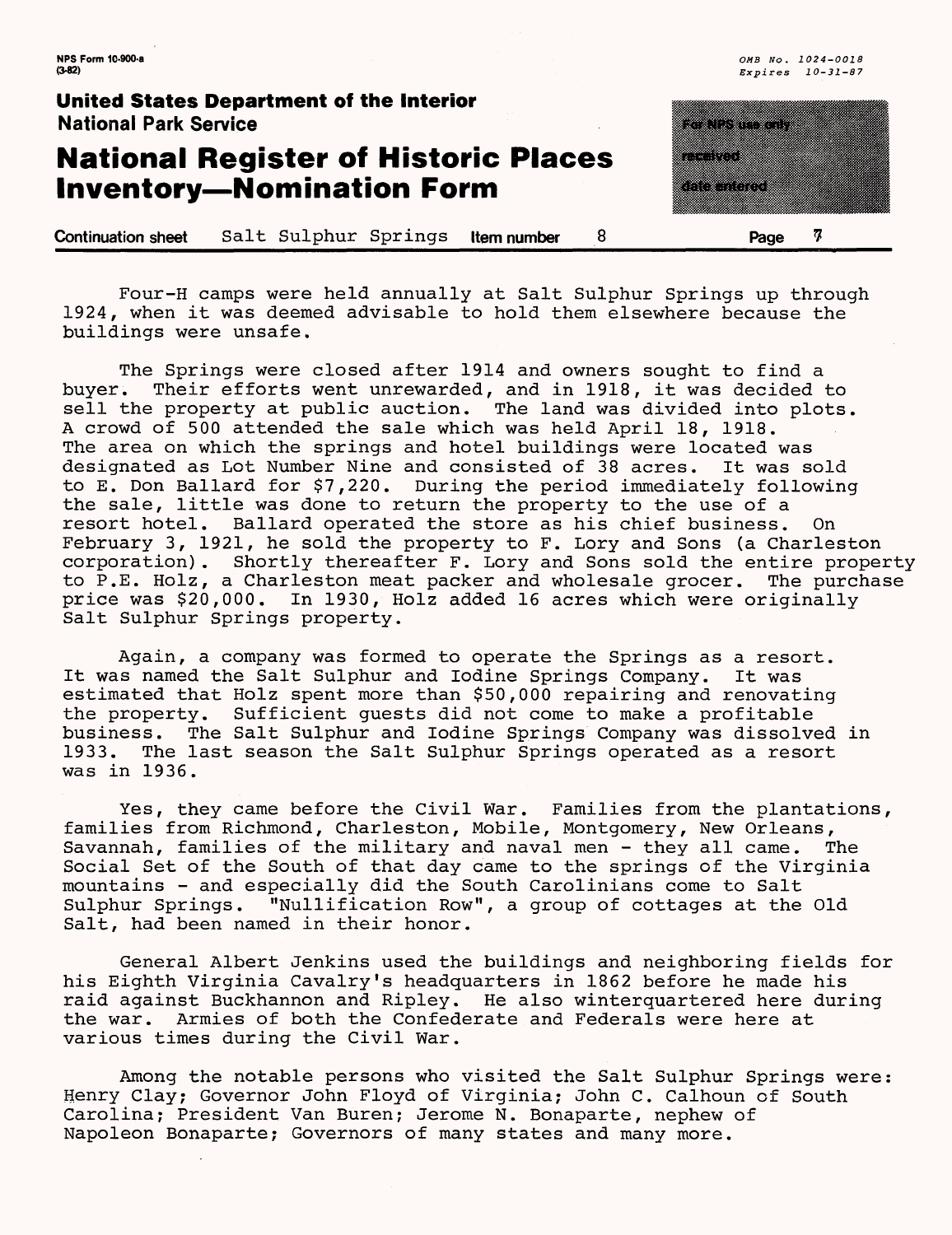Four-H camps were held annually at Salt Sulphur Springs up through 1924, when it was deemed advisable to hold them elsewhere because the buildings were unsafe.

The Springs were closed after 1914 and owners sought to find a buyer. Their efforts went unrewarded, and in 1918, it was decided to sell the property at public auction. The land was divided into plots. A crowd of 500 attended the sale which was held April 18, 1918. The area on which the springs and hotel buildings were located was designated as Lot Number Nine and consisted of 38 acres. It was sold to E. Don Ballard for $7,220. During the period immediately following the sale, little was done to return the property to the use of a resort hotel. Ballard operated the store as his chief business. On February 3, 1921, he sold the property to F. Lory and Sons (a Charleston corporation). Shortly thereafter F. Lory and Sons sold the entire property to P.E. Holz, a Charleston meat packer and wholesale grocer. The purchase price was $20,000. In 1930, Holz added 16 acres which were originally Salt Sulphur Springs property.

Again, a company was formed to operate the Springs as a resort. It was named the Salt Sulphur and Iodine Springs Company. It was estimated that Holz spent more than $50,000 repairing and renovating the property. Sufficient guests did not come to make a profitable business. The Salt Sulphur and Iodine Springs Company was dissolved in 1933. The last season the Salt Sulphur Springs operated as a resort was in 1936.

Yes, they came before the Civil War. Families from the plantations, families from Richmond, Charleston, Mobile, Montgomery, New Orleans, Savannah, families of the military and naval men - they all came. The Social Set of the South of that day came to the springs of the Virginia mountains - and especially did the South Carolinians come to Salt Sulphur Springs. "Nullification Row", a group of cottages at the Old Salt, had been named in their honor.

General Albert Jenkins used the buildings and neighboring fields for his Eighth Virginia Cavalry's headquarters in 1862 before he made his raid against Buckhannon and Ripley. He also winterquartered here during the war. Armies of both the Confederate and Federals were here at various times during the Civil War.

Among the notable persons who visited the Salt Sulphur Springs were: Henry Clay; Governor John Floyd of Virginia; John C. Calhoun of South Carolina; President Van Buren; Jerome N. Bonaparte, nephew of Napoleon Bonaparte; Governors of many states and many more.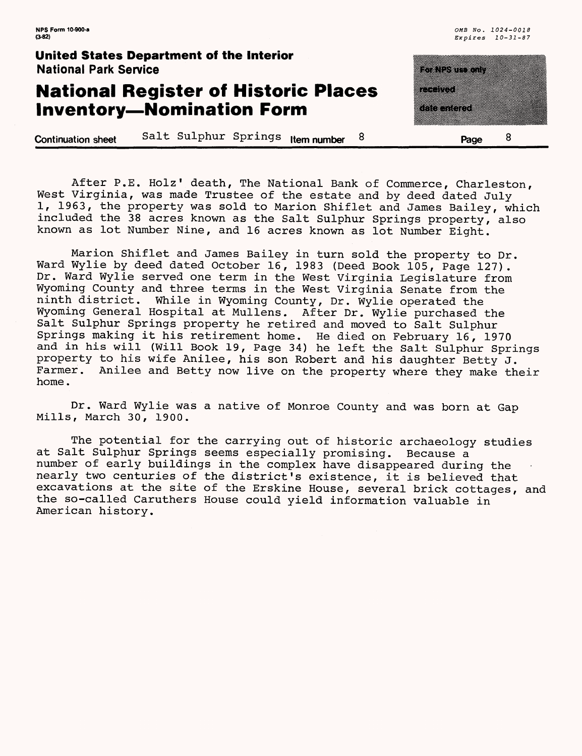After P.E. Holz' death, The National Bank of Commerce, Charleston, West Virginia, was made Trustee of the estate and by deed dated July 1, 1963, the property was sold to Marion Shiflet and James Bailey, which included the 38 acres known as the Salt Sulphur Springs property, also known as lot Number Nine, and 16 acres known as lot Number Eight.

Marion Shiflet and James Bailey in turn sold the property to Dr. Ward Wylie by deed dated October 16, 1983 (Deed Book 105, Page 127). Dr. Ward Wylie served one term in the West Virginia Legislature from Wyoming County and three terms in the West Virginia Senate from the ninth district. While in Wyoming County, Dr. Wylie operated the Wyoming General Hospital at Mullens. After Dr. Wylie purchased the Salt Sulphur Springs property he retired and moved to Salt Sulphur Springs making it his retirement home. He died on February 16, 1970 and in his will (Will Book 19, Page 34) he left the Salt Sulphur Springs property to his wife Anilee, his son Robert and his daughter Betty J. Farmer. Anilee and Betty now live on the property where they make their home.

Dr. Ward Wylie was a native of Monroe County and was born at Gap Mills, March 30, 1900.

The potential for the carrying out of historic archaeology studies at Salt Sulphur Springs seems especially promising. Because a number of early buildings in the complex have disappeared during the nearly two centuries of the district's existence, it is believed that excavations at the site of the Erskine House, several brick cottages, and the so-called Caruthers House could yield information valuable in American history.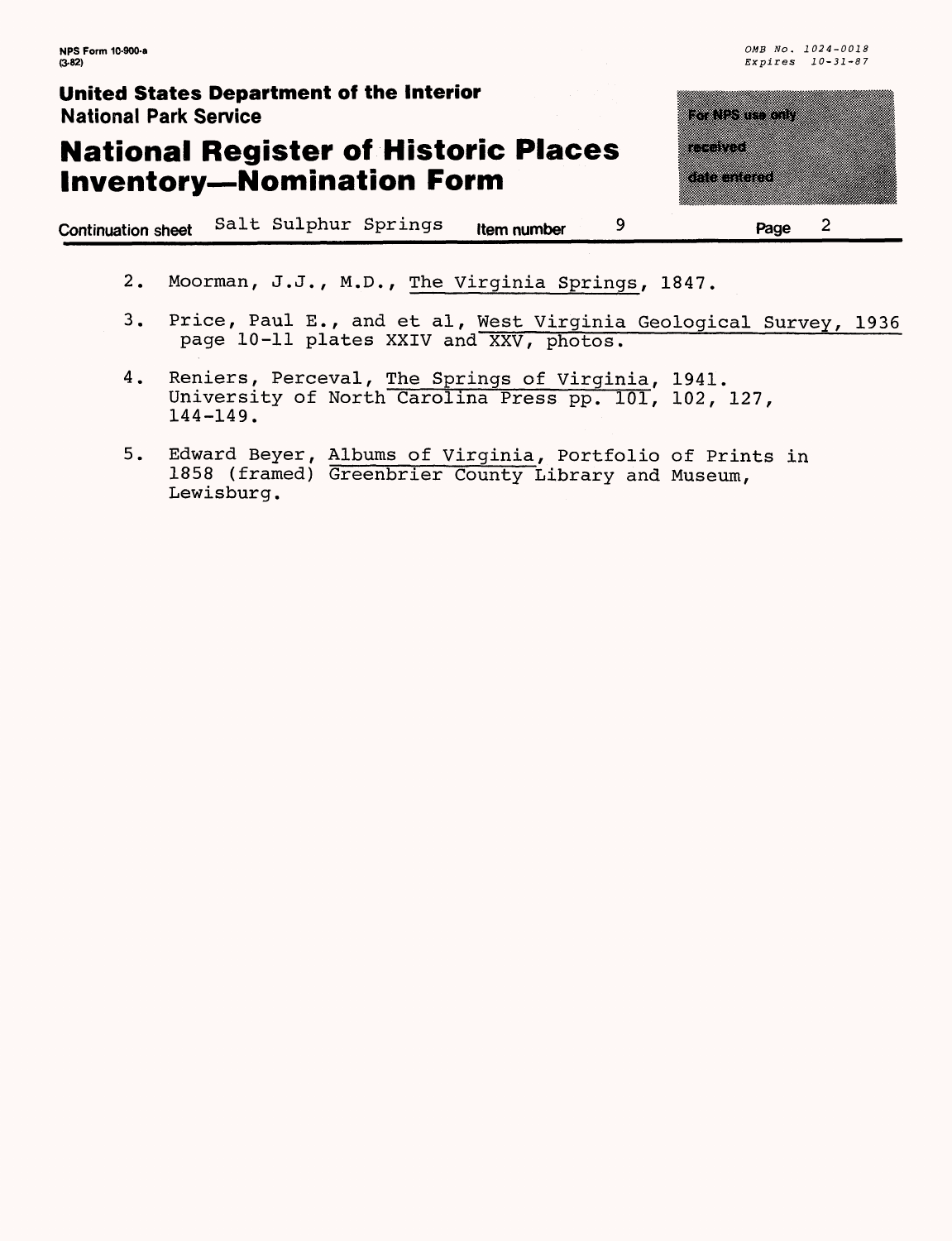Continuation sheet Salt Sulphur Springs Item number 9 Page 2

2. Moorman, J.J., M.D., The Virginia Springs, 1847.

3. Price, Paul E., and et al, West Virginia Geological Survey, 1936 page 10-11 plates XXIV and XXV, photos.

4. Reniers, Perceval, The Springs of Virginia, 1941. University of North Carolina Press pp. 101, 102, 127, 144-149.

5. Edward Beyer, Albums of Virginia, Portfolio of Prints in 1858 (framed) Greenbrier County Library and Museum, Lewisburg.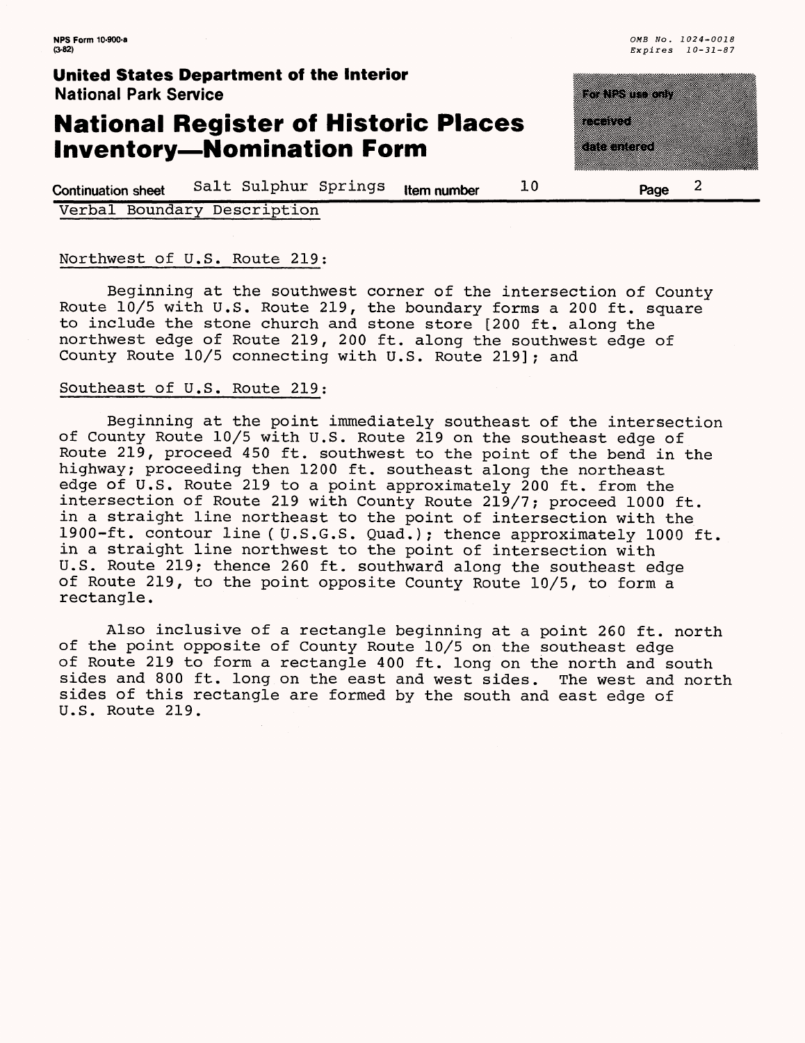Continuation sheet Salt Sulphur Springs Item number 10

## Verbal Boundary Description

Northwest of U.S. Route 219:

Beginning at the southwest corner of the intersection of County Route 10/5 with U.S. Route 219, the boundary forms a 200 ft. square to include the stone church and stone store [200 ft. along the northwest edge of Route 219, 200 ft. along the southwest edge of County Route 10/5 connecting with U.S. Route 219]; and

Southeast of U.S. Route 219:

Beginning at the point immediately southeast of the intersection of County Route 10/5 with U.S. Route 219 on the southeast edge of Route 219, proceed 450 ft. southwest to the point of the bend in the highway; proceeding then 1200 ft. southeast along the northeast edge of U.S. Route 219 to a point approximately 200 ft. from the intersection of Route 219 with County Route 219/7; proceed 1000 ft. in a straight line northeast to the point of intersection with the 1900-ft. contour line (U.S.G.S. Quad.); thence approximately 1000 ft. in a straight line northwest to the point of intersection with U.S. Route 219; thence 260 ft. southward along the southeast edge of Route 219, to the point opposite County Route 10/5, to form a rectangle.

Also inclusive of a rectangle beginning at a point 260 ft. north of the point opposite of County Route 10/5 on the southeast edge of Route 219 to form a rectangle 400 ft. long on the north and south sides and 800 ft. long on the east and west sides. The west and north sides of this rectangle are formed by the south and east edge of U.S. Route 219.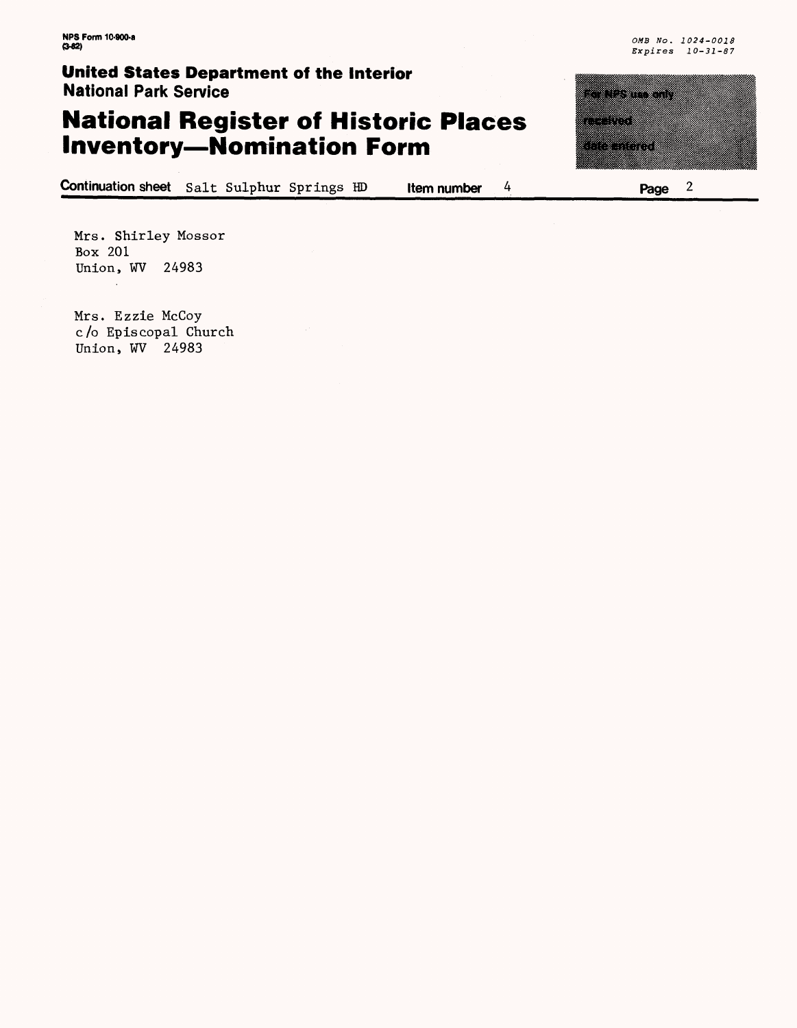NPS Form 10-900-a (3-82)

OMB No. 1024-0018
Expires 10-31-87

**United States Department of the Interior**
**National Park Service**

# National Register of Historic Places Inventory—Nomination Form

For NPS use only
received
date entered

**Continuation sheet** Salt Sulphur Springs HD **Item number** 4 **Page** 2

Mrs. Shirley Mossor
Box 201
Union, WV 24983

Mrs. Ezzie McCoy
c/o Episcopal Church
Union, WV 24983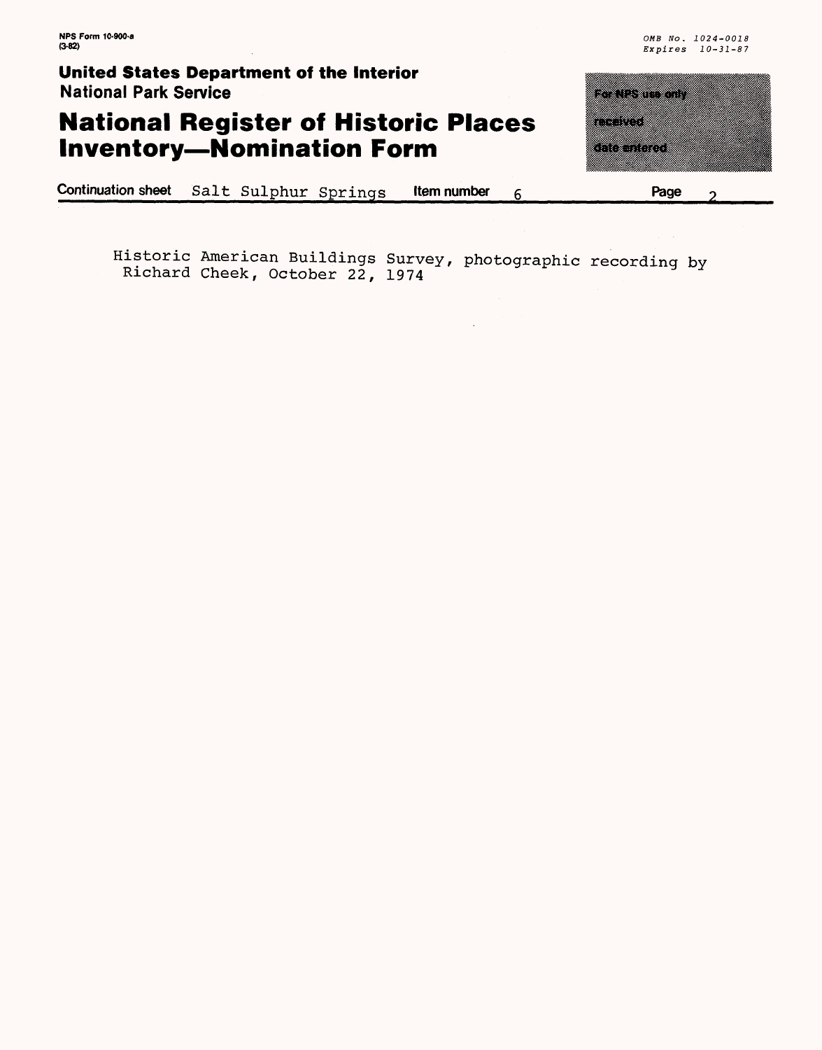NPS Form 10-900-a
(3-82)

OMB No. 1024-0018
Expires 10-31-87

**United States Department of the Interior**
**National Park Service**

# National Register of Historic Places Inventory—Nomination Form

For NPS use only
received
date entered

**Continuation sheet** Salt Sulphur Springs **Item number** 6 **Page** 2

Historic American Buildings Survey, photographic recording by Richard Cheek, October 22, 1974